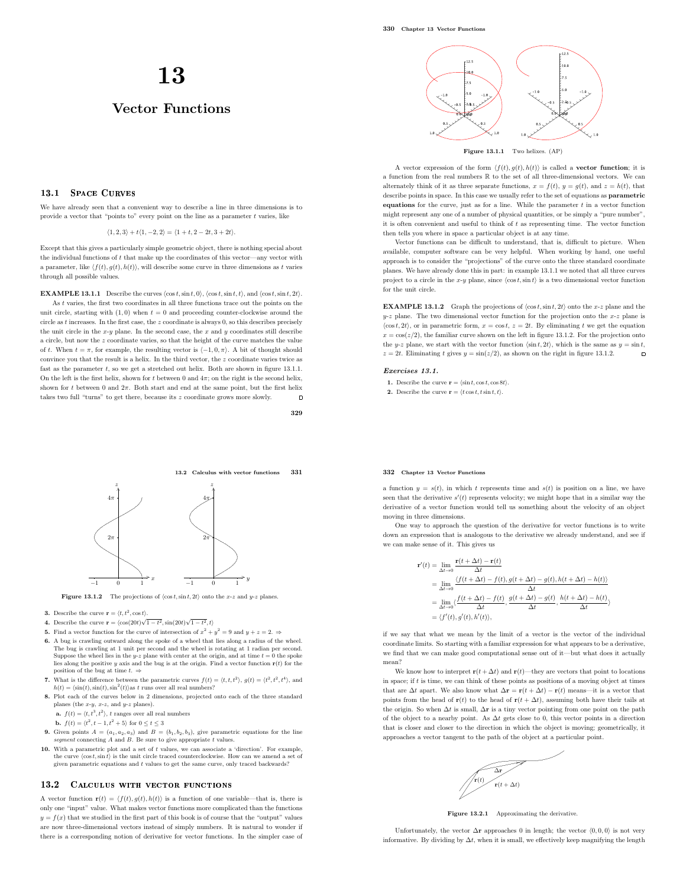# 13

# Vector Functions

## 13.1 Space Curves

We have already seen that a convenient way to describe a line in three dimensions is to provide a vector that "points to" every point on the line as a parameter $t$ varies, like

$$\langle 1, 2, 3\rangle + t\langle 1, -2, 2\rangle = \langle 1 + t, 2 - 2t, 3 + 2t\rangle.$$

Except that this gives a particularly simple geometric object, there is nothing special about the individual functions of $t$ that make up the coordinates of this vector—any vector with a parameter, like $\langle f(t), g(t), h(t)\rangle$, will describe some curve in three dimensions as $t$ varies through all possible values.

**EXAMPLE 13.1.1** Describe the curves $\langle \cos t, \sin t, 0\rangle$, $\langle \cos t, \sin t, t\rangle$, and $\langle \cos t, \sin t, 2t\rangle$.

As $t$ varies, the first two coordinates in all three functions trace out the points on the unit circle, starting with $(1, 0)$ when $t = 0$ and proceeding counter-clockwise around the circle as $t$ increases. In the first case, the $z$ coordinate is always 0, so this describes precisely the unit circle in the $x$-$y$ plane. In the second case, the $x$ and $y$ coordinates still describe a circle, but now the $z$ coordinate varies, so that the height of the curve matches the value of $t$. When $t = \pi$, for example, the resulting vector is $\langle -1, 0, \pi\rangle$. A bit of thought should convince you that the result is a helix. In the third vector, the $z$ coordinate varies twice as fast as the parameter $t$, so we get a stretched out helix. Both are shown in figure 13.1.1. On the left is the first helix, shown for $t$ between 0 and $4\pi$; on the right is the second helix, shown for $t$ between 0 and $2\pi$. Both start and end at the same point, but the first helix takes two full "turns" to get there, because its $z$ coordinate grows more slowly. □

Figure 13.1.1 Two helixes. (AP)

A vector expression of the form $\langle f(t), g(t), h(t)\rangle$ is called a **vector function**; it is a function from the real numbers $\mathbb{R}$ to the set of all three-dimensional vectors. We can alternately think of it as three separate functions, $x = f(t)$, $y = g(t)$, and $z = h(t)$, that describe points in space. In this case we usually refer to the set of equations as **parametric equations** for the curve, just as for a line. While the parameter $t$ in a vector function might represent any one of a number of physical quantities, or be simply a "pure number", it is often convenient and useful to think of $t$ as representing time. The vector function then tells you where in space a particular object is at any time.

Vector functions can be difficult to understand, that is, difficult to picture. When available, computer software can be very helpful. When working by hand, one useful approach is to consider the "projections" of the curve onto the three standard coordinate planes. We have already done this in part: in example 13.1.1 we noted that all three curves project to a circle in the $x$-$y$ plane, since $\langle \cos t, \sin t\rangle$ is a two dimensional vector function for the unit circle.

**EXAMPLE 13.1.2** Graph the projections of $\langle \cos t, \sin t, 2t\rangle$ onto the $x$-$z$ plane and the $y$-$z$ plane. The two dimensional vector function for the projection onto the $x$-$z$ plane is $\langle \cos t, 2t\rangle$, or in parametric form, $x = \cos t$, $z = 2t$. By eliminating $t$ we get the equation $x = \cos(z/2)$, the familiar curve shown on the left in figure 13.1.2. For the projection onto the $y$-$z$ plane, we start with the vector function $\langle \sin t, 2t\rangle$, which is the same as $y = \sin t$, $z = 2t$. Eliminating $t$ gives $y = \sin(z/2)$, as shown on the right in figure 13.1.2. □

***Exercises 13.1.***

1. Describe the curve $\mathbf{r} = \langle \sin t, \cos t, \cos 8t\rangle$.
2. Describe the curve $\mathbf{r} = \langle t\cos t, t\sin t, t\rangle$.

Figure 13.1.2 The projections of $\langle \cos t, \sin t, 2t\rangle$ onto the $x$-$z$ and $y$-$z$ planes.

3. Describe the curve $\mathbf{r} = \langle t, t^2, \cos t\rangle$.
4. Describe the curve $\mathbf{r} = \langle \cos(20t)\sqrt{1 - t^2}, \sin(20t)\sqrt{1 - t^2}, t\rangle$
5. Find a vector function for the curve of intersection of $x^2 + y^2 = 9$ and $y + z = 2$. ⇒
6. A bug is crawling outward along the spoke of a wheel that lies along a radius of the wheel. The bug is crawling at 1 unit per second and the wheel is rotating at 1 radian per second. Suppose the wheel lies in the $y$-$z$ plane with center at the origin, and at time $t = 0$ the spoke lies along the positive $y$ axis and the bug is at the origin. Find a vector function $\mathbf{r}(t)$ for the position of the bug at time $t$. ⇒
7. What is the difference between the parametric curves $f(t) = \langle t, t, t^2\rangle$, $g(t) = \langle t^2, t^2, t^4\rangle$, and $h(t) = \langle \sin(t), \sin(t), \sin^2(t)\rangle$as $t$ runs over all real numbers?
8. Plot each of the curves below in 2 dimensions, projected onto each of the three standard planes (the $x$-$y$, $x$-$z$, and $y$-$z$ planes).
   **a.** $f(t) = \langle t, t^3, t^2\rangle$, $t$ ranges over all real numbers
   **b.** $f(t) = \langle t^2, t - 1, t^2 + 5\rangle$ for $0 \le t \le 3$
9. Given points $A = (a_1, a_2, a_3)$ and $B = (b_1, b_2, b_3)$, give parametric equations for the line *segment* connecting $A$ and $B$. Be sure to give appropriate $t$ values.
10. With a parametric plot and a set of $t$ values, we can associate a 'direction'. For example, the curve $\langle \cos t, \sin t\rangle$ is the unit circle traced counterclockwise. How can we amend a set of given parametric equations and $t$ values to get the same curve, only traced backwards?

## 13.2 Calculus with vector functions

A vector function $\mathbf{r}(t) = \langle f(t), g(t), h(t)\rangle$ is a function of one variable—that is, there is only one "input" value. What makes vector functions more complicated than the functions $y = f(x)$ that we studied in the first part of this book is of course that the "output" values are now three-dimensional vectors instead of simply numbers. It is natural to wonder if there is a corresponding notion of derivative for vector functions. In the simpler case of a function $y = s(t)$, in which $t$ represents time and $s(t)$ is position on a line, we have seen that the derivative $s'(t)$ represents velocity; we might hope that in a similar way the derivative of a vector function would tell us something about the velocity of an object moving in three dimensions.

One way to approach the question of the derivative for vector functions is to write down an expression that is analogous to the derivative we already understand, and see if we can make sense of it. This gives us

$$\begin{aligned}
\mathbf{r}'(t) &= \lim_{\Delta t\to 0} \frac{\mathbf{r}(t + \Delta t) - \mathbf{r}(t)}{\Delta t} \\
&= \lim_{\Delta t\to 0} \frac{\langle f(t + \Delta t) - f(t), g(t + \Delta t) - g(t), h(t + \Delta t) - h(t)\rangle}{\Delta t} \\
&= \lim_{\Delta t\to 0} \langle \frac{f(t + \Delta t) - f(t)}{\Delta t}, \frac{g(t + \Delta t) - g(t)}{\Delta t}, \frac{h(t + \Delta t) - h(t)}{\Delta t}\rangle \\
&= \langle f'(t), g'(t), h'(t)\rangle,
\end{aligned}$$

if we say that what we mean by the limit of a vector is the vector of the individual coordinate limits. So starting with a familiar expression for what appears to be a derivative, we find that we can make good computational sense out of it—but what does it actually mean?

We know how to interpret $\mathbf{r}(t + \Delta t)$ and $\mathbf{r}(t)$—they are vectors that point to locations in space; if $t$ is time, we can think of these points as positions of a moving object at times that are $\Delta t$ apart. We also know what $\Delta\mathbf{r} = \mathbf{r}(t + \Delta t) - \mathbf{r}(t)$ means—it is a vector that points from the head of $\mathbf{r}(t)$ to the head of $\mathbf{r}(t + \Delta t)$, assuming both have their tails at the origin. So when $\Delta t$ is small, $\Delta\mathbf{r}$ is a tiny vector pointing from one point on the path of the object to a nearby point. As $\Delta t$ gets close to 0, this vector points in a direction that is closer and closer to the direction in which the object is moving; geometrically, it approaches a vector tangent to the path of the object at a particular point.

Figure 13.2.1 Approximating the derivative.

Unfortunately, the vector $\Delta\mathbf{r}$ approaches 0 in length; the vector $\langle 0, 0, 0\rangle$ is not very informative. By dividing by $\Delta t$, when it is small, we effectively keep magnifying the length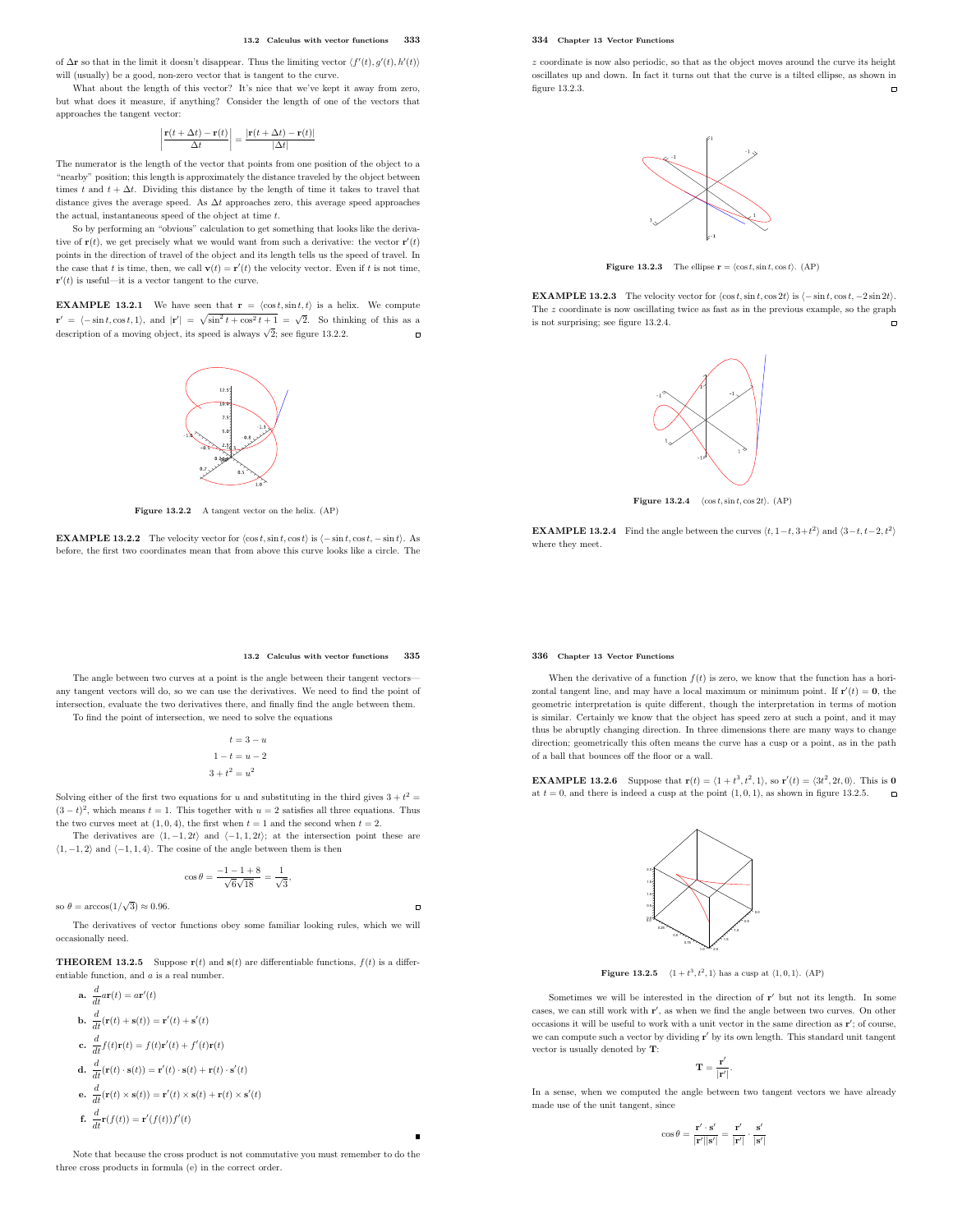of $\Delta\mathbf{r}$ so that in the limit it doesn't disappear. Thus the limiting vector $\langle f'(t), g'(t), h'(t)\rangle$ will (usually) be a good, non-zero vector that is tangent to the curve.

What about the length of this vector? It's nice that we've kept it away from zero, but what does it measure, if anything? Consider the length of one of the vectors that approaches the tangent vector:

$$\left|\frac{\mathbf{r}(t+\Delta t)-\mathbf{r}(t)}{\Delta t}\right| = \frac{|\mathbf{r}(t+\Delta t)-\mathbf{r}(t)|}{|\Delta t|}$$

The numerator is the length of the vector that points from one position of the object to a "nearby" position; this length is approximately the distance traveled by the object between times $t$ and $t+\Delta t$. Dividing this distance by the length of time it takes to travel that distance gives the average speed. As $\Delta t$ approaches zero, this average speed approaches the actual, instantaneous speed of the object at time $t$.

So by performing an "obvious" calculation to get something that looks like the derivative of $\mathbf{r}(t)$, we get precisely what we would want from such a derivative: the vector $\mathbf{r}'(t)$ points in the direction of travel of the object and its length tells us the speed of travel. In the case that $t$ is time, then, we call $\mathbf{v}(t) = \mathbf{r}'(t)$ the velocity vector. Even if $t$ is not time, $\mathbf{r}'(t)$ is useful—it is a vector tangent to the curve.

**EXAMPLE 13.2.1** We have seen that $\mathbf{r} = \langle \cos t, \sin t, t\rangle$ is a helix. We compute $\mathbf{r}' = \langle -\sin t, \cos t, 1\rangle$, and $|\mathbf{r}'| = \sqrt{\sin^2 t + \cos^2 t + 1} = \sqrt{2}$. So thinking of this as a description of a moving object, its speed is always $\sqrt{2}$; see figure 13.2.2. □

**Figure 13.2.2** A tangent vector on the helix. (AP)

**EXAMPLE 13.2.2** The velocity vector for $\langle \cos t, \sin t, \cos t\rangle$ is $\langle -\sin t, \cos t, -\sin t\rangle$. As before, the first two coordinates mean that from above this curve looks like a circle. The $z$ coordinate is now also periodic, so that as the object moves around the curve its height oscillates up and down. In fact it turns out that the curve is a tilted ellipse, as shown in figure 13.2.3. □

**Figure 13.2.3** The ellipse $\mathbf{r} = \langle \cos t, \sin t, \cos t\rangle$. (AP)

**EXAMPLE 13.2.3** The velocity vector for $\langle \cos t, \sin t, \cos 2t\rangle$ is $\langle -\sin t, \cos t, -2\sin 2t\rangle$. The $z$ coordinate is now oscillating twice as fast as in the previous example, so the graph is not surprising; see figure 13.2.4. □

**Figure 13.2.4** $\langle \cos t, \sin t, \cos 2t\rangle$. (AP)

**EXAMPLE 13.2.4** Find the angle between the curves $\langle t, 1-t, 3+t^2\rangle$ and $\langle 3-t, t-2, t^2\rangle$ where they meet.

The angle between two curves at a point is the angle between their tangent vectors—any tangent vectors will do, so we can use the derivatives. We need to find the point of intersection, evaluate the two derivatives there, and finally find the angle between them.

To find the point of intersection, we need to solve the equations

$$t = 3-u$$
$$1-t = u-2$$
$$3+t^2 = u^2$$

Solving either of the first two equations for $u$ and substituting in the third gives $3+t^2 = (3-t)^2$, which means $t = 1$. This together with $u = 2$ satisfies all three equations. Thus the two curves meet at $(1, 0, 4)$, the first when $t = 1$ and the second when $t = 2$.

The derivatives are $\langle 1, -1, 2t\rangle$ and $\langle -1, 1, 2t\rangle$; at the intersection point these are $\langle 1, -1, 2\rangle$ and $\langle -1, 1, 4\rangle$. The cosine of the angle between them is then

$$\cos\theta = \frac{-1-1+8}{\sqrt{6}\sqrt{18}} = \frac{1}{\sqrt{3}},$$

so $\theta = \arccos(1/\sqrt{3}) \approx 0.96$. □

The derivatives of vector functions obey some familiar looking rules, which we will occasionally need.

**THEOREM 13.2.5** Suppose $\mathbf{r}(t)$ and $\mathbf{s}(t)$ are differentiable functions, $f(t)$ is a differentiable function, and $a$ is a real number.

**a.** $\dfrac{d}{dt}a\mathbf{r}(t) = a\mathbf{r}'(t)$

**b.** $\dfrac{d}{dt}(\mathbf{r}(t)+\mathbf{s}(t)) = \mathbf{r}'(t)+\mathbf{s}'(t)$

**c.** $\dfrac{d}{dt}f(t)\mathbf{r}(t) = f(t)\mathbf{r}'(t)+f'(t)\mathbf{r}(t)$

**d.** $\dfrac{d}{dt}(\mathbf{r}(t)\cdot\mathbf{s}(t)) = \mathbf{r}'(t)\cdot\mathbf{s}(t)+\mathbf{r}(t)\cdot\mathbf{s}'(t)$

**e.** $\dfrac{d}{dt}(\mathbf{r}(t)\times\mathbf{s}(t)) = \mathbf{r}'(t)\times\mathbf{s}(t)+\mathbf{r}(t)\times\mathbf{s}'(t)$

**f.** $\dfrac{d}{dt}\mathbf{r}(f(t)) = \mathbf{r}'(f(t))f'(t)$

■

Note that because the cross product is not commutative you must remember to do the three cross products in formula (e) in the correct order.

When the derivative of a function $f(t)$ is zero, we know that the function has a horizontal tangent line, and may have a local maximum or minimum point. If $\mathbf{r}'(t) = \mathbf{0}$, the geometric interpretation is quite different, though the interpretation in terms of motion is similar. Certainly we know that the object has speed zero at such a point, and it may thus be abruptly changing direction. In three dimensions there are many ways to change direction; geometrically this often means the curve has a cusp or a point, as in the path of a ball that bounces off the floor or a wall.

**EXAMPLE 13.2.6** Suppose that $\mathbf{r}(t) = \langle 1+t^3, t^2, 1\rangle$, so $\mathbf{r}'(t) = \langle 3t^2, 2t, 0\rangle$. This is $\mathbf{0}$ at $t = 0$, and there is indeed a cusp at the point $(1, 0, 1)$, as shown in figure 13.2.5. □

**Figure 13.2.5** $\langle 1+t^3, t^2, 1\rangle$ has a cusp at $\langle 1, 0, 1\rangle$. (AP)

Sometimes we will be interested in the direction of $\mathbf{r}'$ but not its length. In some cases, we can still work with $\mathbf{r}'$, as when we find the angle between two curves. On other occasions it will be useful to work with a unit vector in the same direction as $\mathbf{r}'$; of course, we can compute such a vector by dividing $\mathbf{r}'$ by its own length. This standard unit tangent vector is usually denoted by $\mathbf{T}$:

$$\mathbf{T} = \frac{\mathbf{r}'}{|\mathbf{r}'|}.$$

In a sense, when we computed the angle between two tangent vectors we have already made use of the unit tangent, since

$$\cos\theta = \frac{\mathbf{r}'\cdot\mathbf{s}'}{|\mathbf{r}'||\mathbf{s}'|} = \frac{\mathbf{r}'}{|\mathbf{r}'|}\cdot\frac{\mathbf{s}'}{|\mathbf{s}'|}$$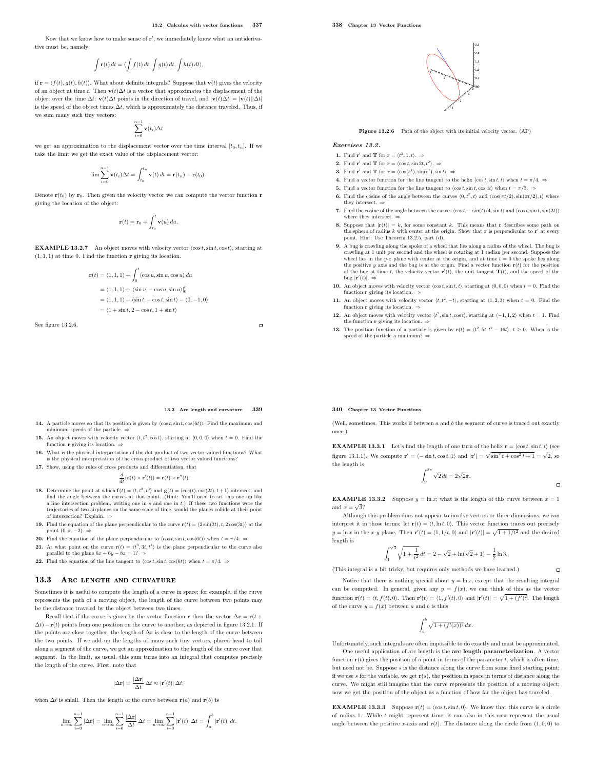Now that we know how to make sense of $\mathbf{r}'$, we immediately know what an antiderivative must be, namely

$$\int \mathbf{r}(t)\,dt = \langle \int f(t)\,dt, \int g(t)\,dt, \int h(t)\,dt\rangle,$$

if $\mathbf{r} = \langle f(t), g(t), h(t)\rangle$. What about definite integrals? Suppose that $\mathbf{v}(t)$ gives the velocity of an object at time $t$. Then $\mathbf{v}(t)\Delta t$ is a vector that approximates the displacement of the object over the time $\Delta t$: $\mathbf{v}(t)\Delta t$ points in the direction of travel, and $|\mathbf{v}(t)\Delta t| = |\mathbf{v}(t)||\Delta t|$ is the speed of the object times $\Delta t$, which is approximately the distance traveled. Thus, if we sum many such tiny vectors:

$$\sum_{i=0}^{n-1} \mathbf{v}(t_i)\Delta t$$

we get an approximation to the displacement vector over the time interval $[t_0, t_n]$. If we take the limit we get the exact value of the displacement vector:

$$\lim \sum_{i=0}^{n-1} \mathbf{v}(t_i)\Delta t = \int_{t_0}^{t_n} \mathbf{v}(t)\,dt = \mathbf{r}(t_n) - \mathbf{r}(t_0).$$

Denote $\mathbf{r}(t_0)$ by $\mathbf{r}_0$. Then given the velocity vector we can compute the vector function $\mathbf{r}$ giving the location of the object:

$$\mathbf{r}(t) = \mathbf{r}_0 + \int_{t_0}^{t} \mathbf{v}(u)\,du.$$

**EXAMPLE 13.2.7** An object moves with velocity vector $\langle \cos t, \sin t, \cos t\rangle$, starting at $(1, 1, 1)$ at time 0. Find the function $\mathbf{r}$ giving its location.

$$\begin{aligned}
\mathbf{r}(t) &= \langle 1, 1, 1\rangle + \int_0^t \langle \cos u, \sin u, \cos u\rangle\,du \\
&= \langle 1, 1, 1\rangle + \langle \sin u, -\cos u, \sin u\rangle\big|_0^t \\
&= \langle 1, 1, 1\rangle + \langle \sin t, -\cos t, \sin t\rangle - \langle 0, -1, 0\rangle \\
&= \langle 1 + \sin t, 2 - \cos t, 1 + \sin t\rangle
\end{aligned}$$

See figure 13.2.6.

Figure 13.2.6 Path of the object with its initial velocity vector. (AP)

***Exercises 13.2.***

1. Find $\mathbf{r}'$ and $\mathbf{T}$ for $\mathbf{r} = \langle t^2, 1, t\rangle$. ⇒
2. Find $\mathbf{r}'$ and $\mathbf{T}$ for $\mathbf{r} = \langle \cos t, \sin 2t, t^2\rangle$. ⇒
3. Find $\mathbf{r}'$ and $\mathbf{T}$ for $\mathbf{r} = \langle \cos(e^t), \sin(e^t), \sin t\rangle$. ⇒
4. Find a vector function for the line tangent to the helix $\langle \cos t, \sin t, t\rangle$ when $t = \pi/4$. ⇒
5. Find a vector function for the line tangent to $\langle \cos t, \sin t, \cos 4t\rangle$ when $t = \pi/3$. ⇒
6. Find the cosine of the angle between the curves $\langle 0, t^2, t\rangle$ and $\langle \cos(\pi t/2), \sin(\pi t/2), t\rangle$ where they intersect. ⇒
7. Find the cosine of the angle between the curves $\langle \cos t, -\sin(t)/4, \sin t\rangle$ and $\langle \cos t, \sin t, \sin(2t)\rangle$ where they intersect. ⇒
8. Suppose that $|\mathbf{r}(t)| = k$, for some constant $k$. This means that $\mathbf{r}$ describes some path on the sphere of radius $k$ with center at the origin. Show that $\mathbf{r}$ is perpendicular to $\mathbf{r}'$ at every point. Hint: Use Theorem 13.2.5, part (d).
9. A bug is crawling along the spoke of a wheel that lies along a radius of the wheel. The bug is crawling at 1 unit per second and the wheel is rotating at 1 radian per second. Suppose the wheel lies in the $y$-$z$ plane with center at the origin, and at time $t = 0$ the spoke lies along the positive $y$ axis and the bug is at the origin. Find a vector function $\mathbf{r}(t)$ for the position of the bug at time $t$, the velocity vector $\mathbf{r}'(t)$, the unit tangent $\mathbf{T}(t)$, and the speed of the bug $|\mathbf{r}'(t)|$. ⇒
10. An object moves with velocity vector $\langle \cos t, \sin t, t\rangle$, starting at $\langle 0, 0, 0\rangle$ when $t = 0$. Find the function $\mathbf{r}$ giving its location. ⇒
11. An object moves with velocity vector $\langle t, t^2, -t\rangle$, starting at $\langle 1, 2, 3\rangle$ when $t = 0$. Find the function $\mathbf{r}$ giving its location. ⇒
12. An object moves with velocity vector $\langle t^2, \sin t, \cos t\rangle$, starting at $\langle -1, 1, 2\rangle$ when $t = 1$. Find the function $\mathbf{r}$ giving its location. ⇒
13. The position function of a particle is given by $\mathbf{r}(t) = \langle t^2, 5t, t^2 - 16t\rangle$, $t \geq 0$. When is the speed of the particle a minimum? ⇒
14. A particle moves so that its position is given by $\langle \cos t, \sin t, \cos(6t)\rangle$. Find the maximum and minimum speeds of the particle. ⇒
15. An object moves with velocity vector $\langle t, t^2, \cos t\rangle$, starting at $\langle 0, 0, 0\rangle$ when $t = 0$. Find the function $\mathbf{r}$ giving its location. ⇒
16. What is the physical interpretation of the dot product of two vector valued functions? What is the physical interpretation of the cross product of two vector valued functions?
17. Show, using the rules of cross products and differentiation, that
$$\frac{d}{dt}(\mathbf{r}(t) \times \mathbf{r}'(t)) = \mathbf{r}(t) \times \mathbf{r}''(t).$$
18. Determine the point at which $\mathbf{f}(t) = \langle t, t^2, t^3\rangle$ and $\mathbf{g}(t) = \langle \cos(t), \cos(2t), t + 1\rangle$ intersect, and find the angle between the curves at that point. (Hint: You'll need to set this one up like a line intersection problem, writing one in $s$ and one in $t$.) If these two functions were the trajectories of two airplanes on the same scale of time, would the planes collide at their point of intersection? Explain. ⇒
19. Find the equation of the plane perpendicular to the curve $\mathbf{r}(t) = \langle 2\sin(3t), t, 2\cos(3t)\rangle$ at the point $(0, \pi, -2)$. ⇒
20. Find the equation of the plane perpendicular to $\langle \cos t, \sin t, \cos(6t)\rangle$ when $t = \pi/4$. ⇒
21. At what point on the curve $\mathbf{r}(t) = \langle t^3, 3t, t^4\rangle$ is the plane perpendicular to the curve also parallel to the plane $6x + 6y - 8z = 1$? ⇒
22. Find the equation of the line tangent to $\langle \cos t, \sin t, \cos(6t)\rangle$ when $t = \pi/4$. ⇒

## 13.3 Arc length and curvature

Sometimes it is useful to compute the length of a curve in space; for example, if the curve represents the path of a moving object, the length of the curve between two points may be the distance traveled by the object between two times.

Recall that if the curve is given by the vector function $\mathbf{r}$ then the vector $\Delta\mathbf{r} = \mathbf{r}(t + \Delta t) - \mathbf{r}(t)$ points from one position on the curve to another, as depicted in figure 13.2.1. If the points are close together, the length of $\Delta\mathbf{r}$ is close to the length of the curve between the two points. If we add up the lengths of many such tiny vectors, placed head to tail along a segment of the curve, we get an approximation to the length of the curve over that segment. In the limit, as usual, this sum turns into an integral that computes precisely the length of the curve. First, note that

$$|\Delta\mathbf{r}| = \frac{|\Delta\mathbf{r}|}{\Delta t}\Delta t \approx |\mathbf{r}'(t)|\,\Delta t,$$

when $\Delta t$ is small. Then the length of the curve between $\mathbf{r}(a)$ and $\mathbf{r}(b)$ is

$$\lim_{n\to\infty} \sum_{i=0}^{n-1} |\Delta\mathbf{r}| = \lim_{n\to\infty} \sum_{i=0}^{n-1} \frac{|\Delta\mathbf{r}|}{\Delta t}\Delta t = \lim_{n\to\infty} \sum_{i=0}^{n-1} |\mathbf{r}'(t)|\,\Delta t = \int_a^b |\mathbf{r}'(t)|\,dt.$$

(Well, sometimes. This works if between $a$ and $b$ the segment of curve is traced out exactly once.)

**EXAMPLE 13.3.1** Let's find the length of one turn of the helix $\mathbf{r} = \langle \cos t, \sin t, t\rangle$ (see figure 13.1.1). We compute $\mathbf{r}' = \langle -\sin t, \cos t, 1\rangle$ and $|\mathbf{r}'| = \sqrt{\sin^2 t + \cos^2 t + 1} = \sqrt{2}$, so the length is

$$\int_0^{2\pi} \sqrt{2}\,dt = 2\sqrt{2}\pi.$$

**EXAMPLE 13.3.2** Suppose $y = \ln x$; what is the length of this curve between $x = 1$ and $x = \sqrt{3}$?

Although this problem does not appear to involve vectors or three dimensions, we can interpret it in those terms: let $\mathbf{r}(t) = \langle t, \ln t, 0\rangle$. This vector function traces out precisely $y = \ln x$ in the $x$-$y$ plane. Then $\mathbf{r}'(t) = \langle 1, 1/t, 0\rangle$ and $|\mathbf{r}'(t)| = \sqrt{1 + 1/t^2}$ and the desired length is

$$\int_1^{\sqrt{3}} \sqrt{1 + \frac{1}{t^2}}\,dt = 2 - \sqrt{2} + \ln(\sqrt{2} + 1) - \frac{1}{2}\ln 3.$$

(This integral is a bit tricky, but requires only methods we have learned.)

Notice that there is nothing special about $y = \ln x$, except that the resulting integral can be computed. In general, given any $y = f(x)$, we can think of this as the vector function $\mathbf{r}(t) = \langle t, f(t), 0\rangle$. Then $\mathbf{r}'(t) = \langle 1, f'(t), 0\rangle$ and $|\mathbf{r}'(t)| = \sqrt{1 + (f')^2}$. The length of the curve $y = f(x)$ between $a$ and $b$ is thus

$$\int_a^b \sqrt{1 + (f'(x))^2}\,dx.$$

Unfortunately, such integrals are often impossible to do exactly and must be approximated.

One useful application of arc length is the **arc length parameterization**. A vector function $\mathbf{r}(t)$ gives the position of a point in terms of the parameter $t$, which is often time, but need not be. Suppose $s$ is the distance along the curve from some fixed starting point; if we use $s$ for the variable, we get $\mathbf{r}(s)$, the position in space in terms of distance along the curve. We might still imagine that the curve represents the position of a moving object; now we get the position of the object as a function of how far the object has traveled.

**EXAMPLE 13.3.3** Suppose $\mathbf{r}(t) = \langle \cos t, \sin t, 0\rangle$. We know that this curve is a circle of radius 1. While $t$ might represent time, it can also in this case represent the usual angle between the positive $x$-axis and $\mathbf{r}(t)$. The distance along the circle from $(1, 0, 0)$ to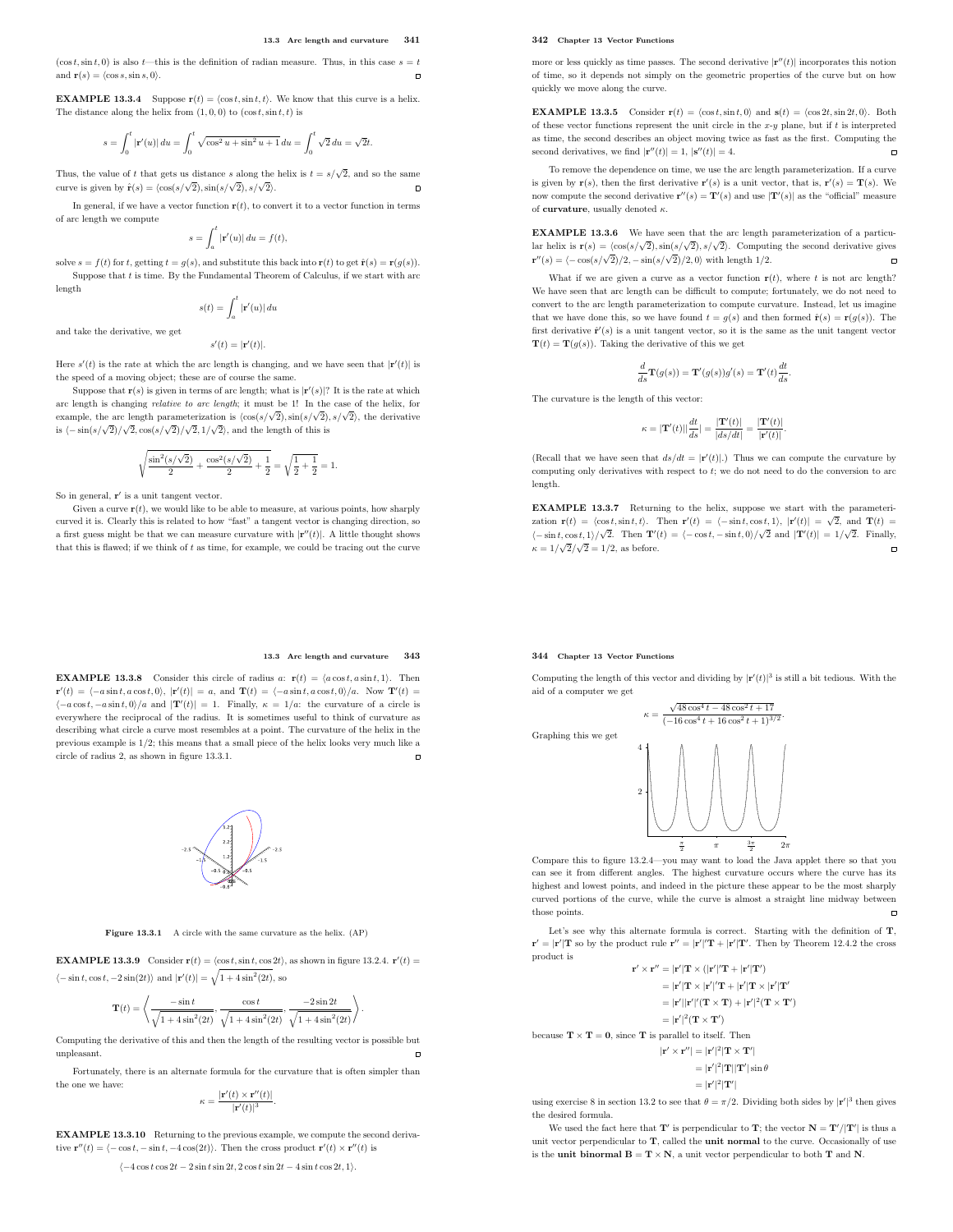$(\cos t, \sin t, 0)$ is also $t$—this is the definition of radian measure. Thus, in this case $s = t$ and $\mathbf{r}(s) = \langle \cos s, \sin s, 0\rangle$. □

**EXAMPLE 13.3.4** Suppose $\mathbf{r}(t) = \langle \cos t, \sin t, t\rangle$. We know that this curve is a helix. The distance along the helix from $(1, 0, 0)$ to $(\cos t, \sin t, t)$ is

$$s = \int_0^t |\mathbf{r}'(u)|\,du = \int_0^t \sqrt{\cos^2 u + \sin^2 u + 1}\,du = \int_0^t \sqrt{2}\,du = \sqrt{2}t.$$

Thus, the value of $t$ that gets us distance $s$ along the helix is $t = s/\sqrt{2}$, and so the same curve is given by $\hat{\mathbf{r}}(s) = \langle \cos(s/\sqrt{2}), \sin(s/\sqrt{2}), s/\sqrt{2}\rangle$. □

In general, if we have a vector function $\mathbf{r}(t)$, to convert it to a vector function in terms of arc length we compute

$$s = \int_a^t |\mathbf{r}'(u)|\,du = f(t),$$

solve $s = f(t)$ for $t$, getting $t = g(s)$, and substitute this back into $\mathbf{r}(t)$ to get $\hat{\mathbf{r}}(s) = \mathbf{r}(g(s))$.

Suppose that $t$ is time. By the Fundamental Theorem of Calculus, if we start with arc length

$$s(t) = \int_a^t |\mathbf{r}'(u)|\,du$$

and take the derivative, we get

$$s'(t) = |\mathbf{r}'(t)|.$$

Here $s'(t)$ is the rate at which the arc length is changing, and we have seen that $|\mathbf{r}'(t)|$ is the speed of a moving object; these are of course the same.

Suppose that $\mathbf{r}(s)$ is given in terms of arc length; what is $|\mathbf{r}'(s)|$? It is the rate at which arc length is changing *relative to arc length*; it must be 1! In the case of the helix, for example, the arc length parameterization is $\langle \cos(s/\sqrt{2}), \sin(s/\sqrt{2}), s/\sqrt{2}\rangle$, the derivative is $\langle -\sin(s/\sqrt{2})/\sqrt{2}, \cos(s/\sqrt{2})/\sqrt{2}, 1/\sqrt{2}\rangle$, and the length of this is

$$\sqrt{\frac{\sin^2(s/\sqrt{2})}{2} + \frac{\cos^2(s/\sqrt{2})}{2} + \frac{1}{2}} = \sqrt{\frac{1}{2} + \frac{1}{2}} = 1.$$

So in general, $\mathbf{r}'$ is a unit tangent vector.

Given a curve $\mathbf{r}(t)$, we would like to be able to measure, at various points, how sharply curved it is. Clearly this is related to how "fast" a tangent vector is changing direction, so a first guess might be that we can measure curvature with $|\mathbf{r}''(t)|$. A little thought shows that this is flawed; if we think of $t$ as time, for example, we could be tracing out the curve more or less quickly as time passes. The second derivative $|\mathbf{r}''(t)|$ incorporates this notion of time, so it depends not simply on the geometric properties of the curve but on how quickly we move along the curve.

**EXAMPLE 13.3.5** Consider $\mathbf{r}(t) = \langle \cos t, \sin t, 0\rangle$ and $\mathbf{s}(t) = \langle \cos 2t, \sin 2t, 0\rangle$. Both of these vector functions represent the unit circle in the $x$-$y$ plane, but if $t$ is interpreted as time, the second describes an object moving twice as fast as the first. Computing the second derivatives, we find $|\mathbf{r}''(t)| = 1$, $|\mathbf{s}''(t)| = 4$. □

To remove the dependence on time, we use the arc length parameterization. If a curve is given by $\mathbf{r}(s)$, then the first derivative $\mathbf{r}'(s)$ is a unit vector, that is, $\mathbf{r}'(s) = \mathbf{T}(s)$. We now compute the second derivative $\mathbf{r}''(s) = \mathbf{T}'(s)$ and use $|\mathbf{T}'(s)|$ as the "official" measure of **curvature**, usually denoted $\kappa$.

**EXAMPLE 13.3.6** We have seen that the arc length parameterization of a particular helix is $\mathbf{r}(s) = \langle \cos(s/\sqrt{2}), \sin(s/\sqrt{2}), s/\sqrt{2}\rangle$. Computing the second derivative gives $\mathbf{r}''(s) = \langle -\cos(s/\sqrt{2})/2, -\sin(s/\sqrt{2})/2, 0\rangle$ with length $1/2$. □

What if we are given a curve as a vector function $\mathbf{r}(t)$, where $t$ is not arc length? We have seen that arc length can be difficult to compute; fortunately, we do not need to convert to the arc length parameterization to compute curvature. Instead, let us imagine that we have done this, so we have found $t = g(s)$ and then formed $\hat{\mathbf{r}}(s) = \mathbf{r}(g(s))$. The first derivative $\hat{\mathbf{r}}'(s)$ is a unit tangent vector, so it is the same as the unit tangent vector $\mathbf{T}(t) = \mathbf{T}(g(s))$. Taking the derivative of this we get

$$\frac{d}{ds}\mathbf{T}(g(s)) = \mathbf{T}'(g(s))g'(s) = \mathbf{T}'(t)\frac{dt}{ds}.$$

The curvature is the length of this vector:

$$\kappa = |\mathbf{T}'(t)||\frac{dt}{ds}| = \frac{|\mathbf{T}'(t)|}{|ds/dt|} = \frac{|\mathbf{T}'(t)|}{|\mathbf{r}'(t)|}.$$

(Recall that we have seen that $ds/dt = |\mathbf{r}'(t)|$.) Thus we can compute the curvature by computing only derivatives with respect to $t$; we do not need to do the conversion to arc length.

**EXAMPLE 13.3.7** Returning to the helix, suppose we start with the parameterization $\mathbf{r}(t) = \langle \cos t, \sin t, t\rangle$. Then $\mathbf{r}'(t) = \langle -\sin t, \cos t, 1\rangle$, $|\mathbf{r}'(t)| = \sqrt{2}$, and $\mathbf{T}(t) = \langle -\sin t, \cos t, 1\rangle/\sqrt{2}$. Then $\mathbf{T}'(t) = \langle -\cos t, -\sin t, 0\rangle/\sqrt{2}$ and $|\mathbf{T}'(t)| = 1/\sqrt{2}$. Finally, $\kappa = 1/\sqrt{2}/\sqrt{2} = 1/2$, as before. □

**EXAMPLE 13.3.8** Consider this circle of radius $a$: $\mathbf{r}(t) = \langle a\cos t, a\sin t, 1\rangle$. Then $\mathbf{r}'(t) = \langle -a\sin t, a\cos t, 0\rangle$, $|\mathbf{r}'(t)| = a$, and $\mathbf{T}(t) = \langle -a\sin t, a\cos t, 0\rangle/a$. Now $\mathbf{T}'(t) = \langle -a\cos t, -a\sin t, 0\rangle/a$ and $|\mathbf{T}'(t)| = 1$. Finally, $\kappa = 1/a$: the curvature of a circle is everywhere the reciprocal of the radius. It is sometimes useful to think of curvature as describing what circle a curve most resembles at a point. The curvature of the helix in the previous example is $1/2$; this means that a small piece of the helix looks very much like a circle of radius 2, as shown in figure 13.3.1. □

**Figure 13.3.1** A circle with the same curvature as the helix. (AP)

**EXAMPLE 13.3.9** Consider $\mathbf{r}(t) = \langle \cos t, \sin t, \cos 2t\rangle$, as shown in figure 13.2.4. $\mathbf{r}'(t) = \langle -\sin t, \cos t, -2\sin(2t)\rangle$ and $|\mathbf{r}'(t)| = \sqrt{1 + 4\sin^2(2t)}$, so

$$\mathbf{T}(t) = \left\langle \frac{-\sin t}{\sqrt{1 + 4\sin^2(2t)}}, \frac{\cos t}{\sqrt{1 + 4\sin^2(2t)}}, \frac{-2\sin 2t}{\sqrt{1 + 4\sin^2(2t)}} \right\rangle.$$

Computing the derivative of this and then the length of the resulting vector is possible but unpleasant. □

Fortunately, there is an alternate formula for the curvature that is often simpler than the one we have:

$$\kappa = \frac{|\mathbf{r}'(t) \times \mathbf{r}''(t)|}{|\mathbf{r}'(t)|^3}.$$

**EXAMPLE 13.3.10** Returning to the previous example, we compute the second derivative $\mathbf{r}''(t) = \langle -\cos t, -\sin t, -4\cos(2t)\rangle$. Then the cross product $\mathbf{r}'(t) \times \mathbf{r}''(t)$ is

$$\langle -4\cos t\cos 2t - 2\sin t\sin 2t, 2\cos t\sin 2t - 4\sin t\cos 2t, 1\rangle.$$

Computing the length of this vector and dividing by $|\mathbf{r}'(t)|^3$ is still a bit tedious. With the aid of a computer we get

$$\kappa = \frac{\sqrt{48\cos^4 t - 48\cos^2 t + 17}}{(-16\cos^4 t + 16\cos^2 t + 1)^{3/2}}.$$

Graphing this we get

Compare this to figure 13.2.4—you may want to load the Java applet there so that you can see it from different angles. The highest curvature occurs where the curve has its highest and lowest points, and indeed in the picture these appear to be the most sharply curved portions of the curve, while the curve is almost a straight line midway between those points. □

Let's see why this alternate formula is correct. Starting with the definition of $\mathbf{T}$, $\mathbf{r}' = |\mathbf{r}'|\mathbf{T}$ so by the product rule $\mathbf{r}'' = |\mathbf{r}'|'\mathbf{T} + |\mathbf{r}'|\mathbf{T}'$. Then by Theorem 12.4.2 the cross product is

$$\begin{aligned}
\mathbf{r}' \times \mathbf{r}'' &= |\mathbf{r}'|\mathbf{T} \times (|\mathbf{r}'|'\mathbf{T} + |\mathbf{r}'|\mathbf{T}') \\
&= |\mathbf{r}'|\mathbf{T} \times |\mathbf{r}'|'\mathbf{T} + |\mathbf{r}'|\mathbf{T} \times |\mathbf{r}'|\mathbf{T}' \\
&= |\mathbf{r}'||\mathbf{r}'|'(\mathbf{T} \times \mathbf{T}) + |\mathbf{r}'|^2(\mathbf{T} \times \mathbf{T}') \\
&= |\mathbf{r}'|^2(\mathbf{T} \times \mathbf{T}')
\end{aligned}$$

because $\mathbf{T} \times \mathbf{T} = \mathbf{0}$, since $\mathbf{T}$ is parallel to itself. Then

$$\begin{aligned}
|\mathbf{r}' \times \mathbf{r}''| &= |\mathbf{r}'|^2|\mathbf{T} \times \mathbf{T}'| \\
&= |\mathbf{r}'|^2|\mathbf{T}||\mathbf{T}'|\sin\theta \\
&= |\mathbf{r}'|^2|\mathbf{T}'|
\end{aligned}$$

using exercise 8 in section 13.2 to see that $\theta = \pi/2$. Dividing both sides by $|\mathbf{r}'|^3$ then gives the desired formula.

We used the fact here that $\mathbf{T}'$ is perpendicular to $\mathbf{T}$; the vector $\mathbf{N} = \mathbf{T}'/|\mathbf{T}'|$ is thus a unit vector perpendicular to $\mathbf{T}$, called the **unit normal** to the curve. Occasionally of use is the **unit binormal** $\mathbf{B} = \mathbf{T} \times \mathbf{N}$, a unit vector perpendicular to both $\mathbf{T}$ and $\mathbf{N}$.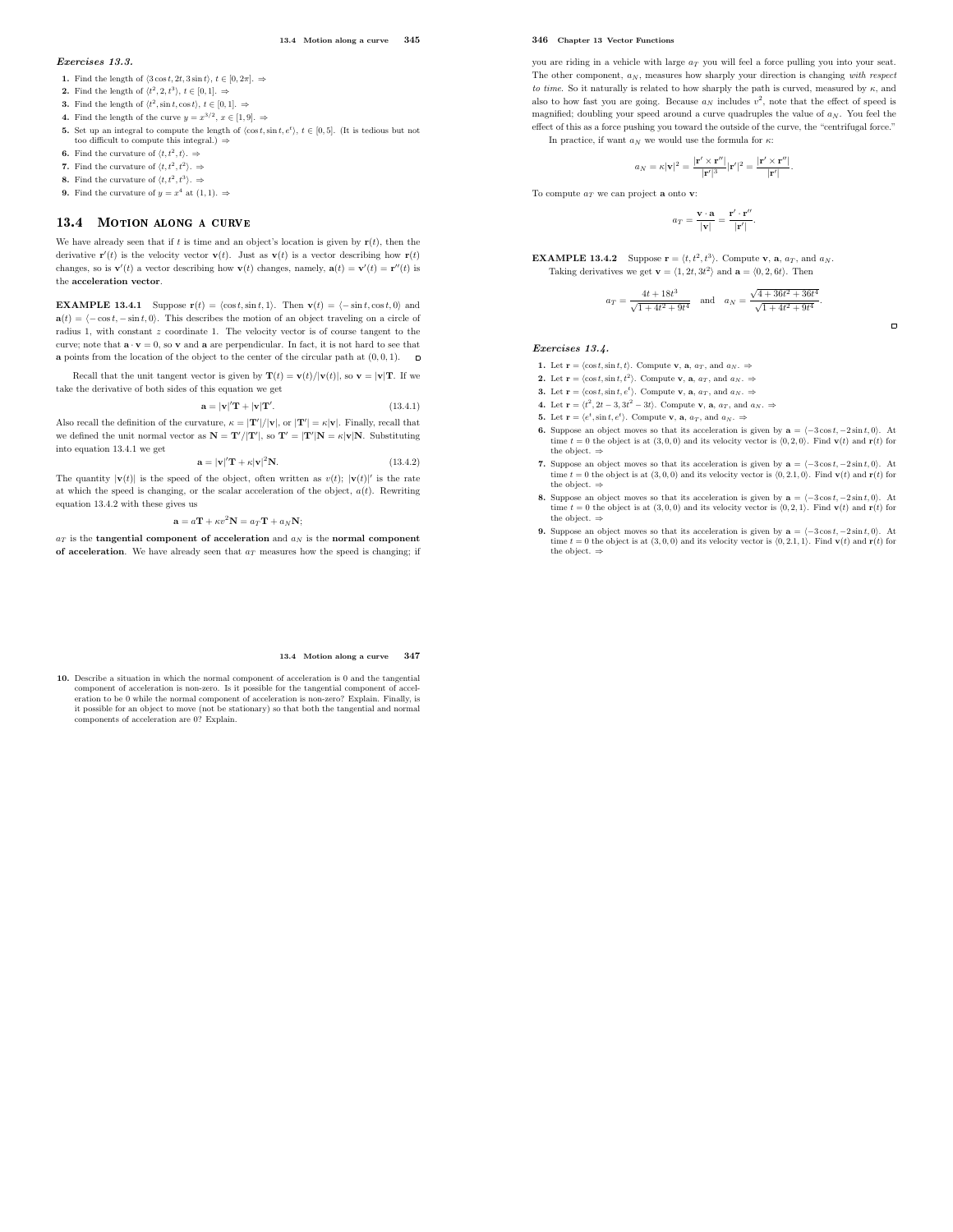## Exercises 13.3.

1. Find the length of $\langle 3\cos t, 2t, 3\sin t\rangle$, $t \in [0, 2\pi]$. ⇒
2. Find the length of $\langle t^2, 2, t^3\rangle$, $t \in [0, 1]$. ⇒
3. Find the length of $\langle t^2, \sin t, \cos t\rangle$, $t \in [0, 1]$. ⇒
4. Find the length of the curve $y = x^{3/2}$, $x \in [1, 9]$. ⇒
5. Set up an integral to compute the length of $\langle \cos t, \sin t, e^t\rangle$, $t \in [0, 5]$. (It is tedious but not too difficult to compute this integral.) ⇒
6. Find the curvature of $\langle t, t^2, t\rangle$. ⇒
7. Find the curvature of $\langle t, t^2, t^2\rangle$. ⇒
8. Find the curvature of $\langle t, t^2, t^3\rangle$. ⇒
9. Find the curvature of $y = x^4$ at $(1, 1)$. ⇒

# 13.4 Motion along a curve

We have already seen that if $t$ is time and an object's location is given by $\mathbf{r}(t)$, then the derivative $\mathbf{r}'(t)$ is the velocity vector $\mathbf{v}(t)$. Just as $\mathbf{v}(t)$ is a vector describing how $\mathbf{r}(t)$ changes, so is $\mathbf{v}'(t)$ a vector describing how $\mathbf{v}(t)$ changes, namely, $\mathbf{a}(t) = \mathbf{v}'(t) = \mathbf{r}''(t)$ is the **acceleration vector**.

**EXAMPLE 13.4.1** Suppose $\mathbf{r}(t) = \langle \cos t, \sin t, 1\rangle$. Then $\mathbf{v}(t) = \langle -\sin t, \cos t, 0\rangle$ and $\mathbf{a}(t) = \langle -\cos t, -\sin t, 0\rangle$. This describes the motion of an object traveling on a circle of radius 1, with constant $z$ coordinate 1. The velocity vector is of course tangent to the curve; note that $\mathbf{a}\cdot\mathbf{v} = 0$, so $\mathbf{v}$ and $\mathbf{a}$ are perpendicular. In fact, it is not hard to see that $\mathbf{a}$ points from the location of the object to the center of the circular path at $(0, 0, 1)$. □

Recall that the unit tangent vector is given by $\mathbf{T}(t) = \mathbf{v}(t)/|\mathbf{v}(t)|$, so $\mathbf{v} = |\mathbf{v}|\mathbf{T}$. If we take the derivative of both sides of this equation we get

$$\mathbf{a} = |\mathbf{v}|'\mathbf{T} + |\mathbf{v}|\mathbf{T}'. \tag{13.4.1}$$

Also recall the definition of the curvature, $\kappa = |\mathbf{T}'|/|\mathbf{v}|$, or $|\mathbf{T}'| = \kappa|\mathbf{v}|$. Finally, recall that we defined the unit normal vector as $\mathbf{N} = \mathbf{T}'/|\mathbf{T}'|$, so $\mathbf{T}' = |\mathbf{T}'|\mathbf{N} = \kappa|\mathbf{v}|\mathbf{N}$. Substituting into equation 13.4.1 we get

$$\mathbf{a} = |\mathbf{v}|'\mathbf{T} + \kappa|\mathbf{v}|^2\mathbf{N}. \tag{13.4.2}$$

The quantity $|\mathbf{v}(t)|$ is the speed of the object, often written as $v(t)$; $|\mathbf{v}(t)|'$ is the rate at which the speed is changing, or the scalar acceleration of the object, $a(t)$. Rewriting equation 13.4.2 with these gives us

$$\mathbf{a} = a\mathbf{T} + \kappa v^2\mathbf{N} = a_T\mathbf{T} + a_N\mathbf{N};$$

$a_T$ is the **tangential component of acceleration** and $a_N$ is the **normal component of acceleration**. We have already seen that $a_T$ measures how the speed is changing; if you are riding in a vehicle with large $a_T$ you will feel a force pulling you into your seat. The other component, $a_N$, measures how sharply your direction is changing *with respect to time*. So it naturally is related to how sharply the path is curved, measured by $\kappa$, and also to how fast you are going. Because $a_N$ includes $v^2$, note that the effect of speed is magnified; doubling your speed around a curve quadruples the value of $a_N$. You feel the effect of this as a force pushing you toward the outside of the curve, the "centrifugal force."

In practice, if want $a_N$ we would use the formula for $\kappa$:

$$a_N = \kappa|\mathbf{v}|^2 = \frac{|\mathbf{r}' \times \mathbf{r}''|}{|\mathbf{r}'|^3}|\mathbf{r}'|^2 = \frac{|\mathbf{r}' \times \mathbf{r}''|}{|\mathbf{r}'|}.$$

To compute $a_T$ we can project $\mathbf{a}$ onto $\mathbf{v}$:

$$a_T = \frac{\mathbf{v}\cdot\mathbf{a}}{|\mathbf{v}|} = \frac{\mathbf{r}'\cdot\mathbf{r}''}{|\mathbf{r}'|}.$$

**EXAMPLE 13.4.2** Suppose $\mathbf{r} = \langle t, t^2, t^3\rangle$. Compute $\mathbf{v}$, $\mathbf{a}$, $a_T$, and $a_N$.

Taking derivatives we get $\mathbf{v} = \langle 1, 2t, 3t^2\rangle$ and $\mathbf{a} = \langle 0, 2, 6t\rangle$. Then

$$a_T = \frac{4t + 18t^3}{\sqrt{1 + 4t^2 + 9t^4}} \quad\text{and}\quad a_N = \frac{\sqrt{4 + 36t^2 + 36t^4}}{\sqrt{1 + 4t^2 + 9t^4}}.$$

□

## Exercises 13.4.

1. Let $\mathbf{r} = \langle \cos t, \sin t, t\rangle$. Compute $\mathbf{v}$, $\mathbf{a}$, $a_T$, and $a_N$. ⇒
2. Let $\mathbf{r} = \langle \cos t, \sin t, t^2\rangle$. Compute $\mathbf{v}$, $\mathbf{a}$, $a_T$, and $a_N$. ⇒
3. Let $\mathbf{r} = \langle \cos t, \sin t, e^t\rangle$. Compute $\mathbf{v}$, $\mathbf{a}$, $a_T$, and $a_N$. ⇒
4. Let $\mathbf{r} = \langle t^2, 2t - 3, 3t^2 - 3t\rangle$. Compute $\mathbf{v}$, $\mathbf{a}$, $a_T$, and $a_N$. ⇒
5. Let $\mathbf{r} = \langle e^t, \sin t, e^t\rangle$. Compute $\mathbf{v}$, $\mathbf{a}$, $a_T$, and $a_N$. ⇒
6. Suppose an object moves so that its acceleration is given by $\mathbf{a} = \langle -3\cos t, -2\sin t, 0\rangle$. At time $t = 0$ the object is at $(3, 0, 0)$ and its velocity vector is $\langle 0, 2, 0\rangle$. Find $\mathbf{v}(t)$ and $\mathbf{r}(t)$ for the object. ⇒
7. Suppose an object moves so that its acceleration is given by $\mathbf{a} = \langle -3\cos t, -2\sin t, 0\rangle$. At time $t = 0$ the object is at $(3, 0, 0)$ and its velocity vector is $\langle 0, 2.1, 0\rangle$. Find $\mathbf{v}(t)$ and $\mathbf{r}(t)$ for the object. ⇒
8. Suppose an object moves so that its acceleration is given by $\mathbf{a} = \langle -3\cos t, -2\sin t, 0\rangle$. At time $t = 0$ the object is at $(3, 0, 0)$ and its velocity vector is $\langle 0, 2, 1\rangle$. Find $\mathbf{v}(t)$ and $\mathbf{r}(t)$ for the object. ⇒
9. Suppose an object moves so that its acceleration is given by $\mathbf{a} = \langle -3\cos t, -2\sin t, 0\rangle$. At time $t = 0$ the object is at $(3, 0, 0)$ and its velocity vector is $\langle 0, 2.1, 1\rangle$. Find $\mathbf{v}(t)$ and $\mathbf{r}(t)$ for the object. ⇒
10. Describe a situation in which the normal component of acceleration is 0 and the tangential component of acceleration is non-zero. Is it possible for the tangential component of acceleration to be 0 while the normal component of acceleration is non-zero? Explain. Finally, is it possible for an object to move (not be stationary) so that both the tangential and normal components of acceleration are 0? Explain.